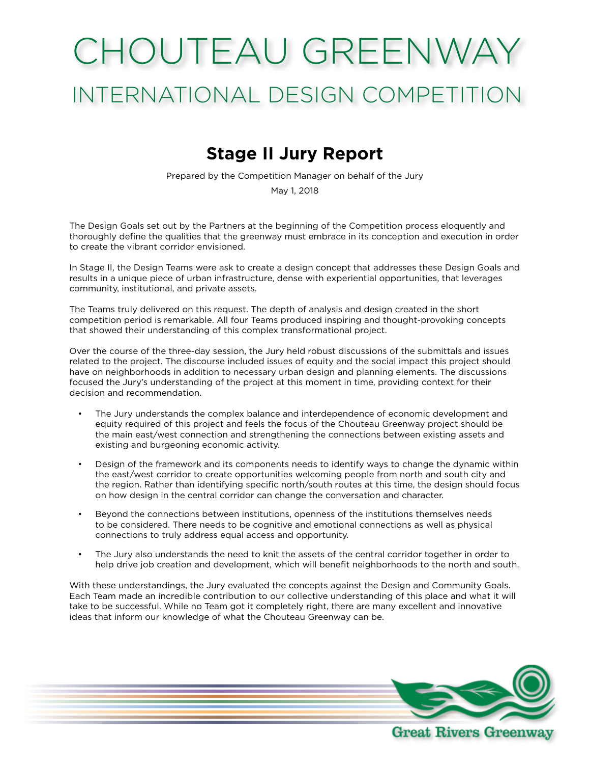# CHOUTEAU GREENWAY

## INTERNATIONAL DESIGN COMPETITION

## Stage II Jury Report

Prepared by the Competition Manager on behalf of the Jury

May 1, 2018

The Design Goals set out by the Partners at the beginning of the Competition process eloquently and thoroughly define the qualities that the greenway must embrace in its conception and execution in order to create the vibrant corridor envisioned.

In Stage II, the Design Teams were ask to create a design concept that addresses these Design Goals and results in a unique piece of urban infrastructure, dense with experiential opportunities, that leverages community, institutional, and private assets.

The Teams truly delivered on this request. The depth of analysis and design created in the short competition period is remarkable. All four Teams produced inspiring and thought-provoking concepts that showed their understanding of this complex transformational project.

Over the course of the three-day session, the Jury held robust discussions of the submittals and issues related to the project. The discourse included issues of equity and the social impact this project should have on neighborhoods in addition to necessary urban design and planning elements. The discussions focused the Jury's understanding of the project at this moment in time, providing context for their decision and recommendation.

- The Jury understands the complex balance and interdependence of economic development and equity required of this project and feels the focus of the Chouteau Greenway project should be the main east/west connection and strengthening the connections between existing assets and existing and burgeoning economic activity.
- Design of the framework and its components needs to identify ways to change the dynamic within the east/west corridor to create opportunities welcoming people from north and south city and the region. Rather than identifying specific north/south routes at this time, the design should focus on how design in the central corridor can change the conversation and character.
- Beyond the connections between institutions, openness of the institutions themselves needs to be considered. There needs to be cognitive and emotional connections as well as physical connections to truly address equal access and opportunity.
- The Jury also understands the need to knit the assets of the central corridor together in order to help drive job creation and development, which will benefit neighborhoods to the north and south.

With these understandings, the Jury evaluated the concepts against the Design and Community Goals. Each Team made an incredible contribution to our collective understanding of this place and what it will take to be successful. While no Team got it completely right, there are many excellent and innovative ideas that inform our knowledge of what the Chouteau Greenway can be.

Great Rivers Greenway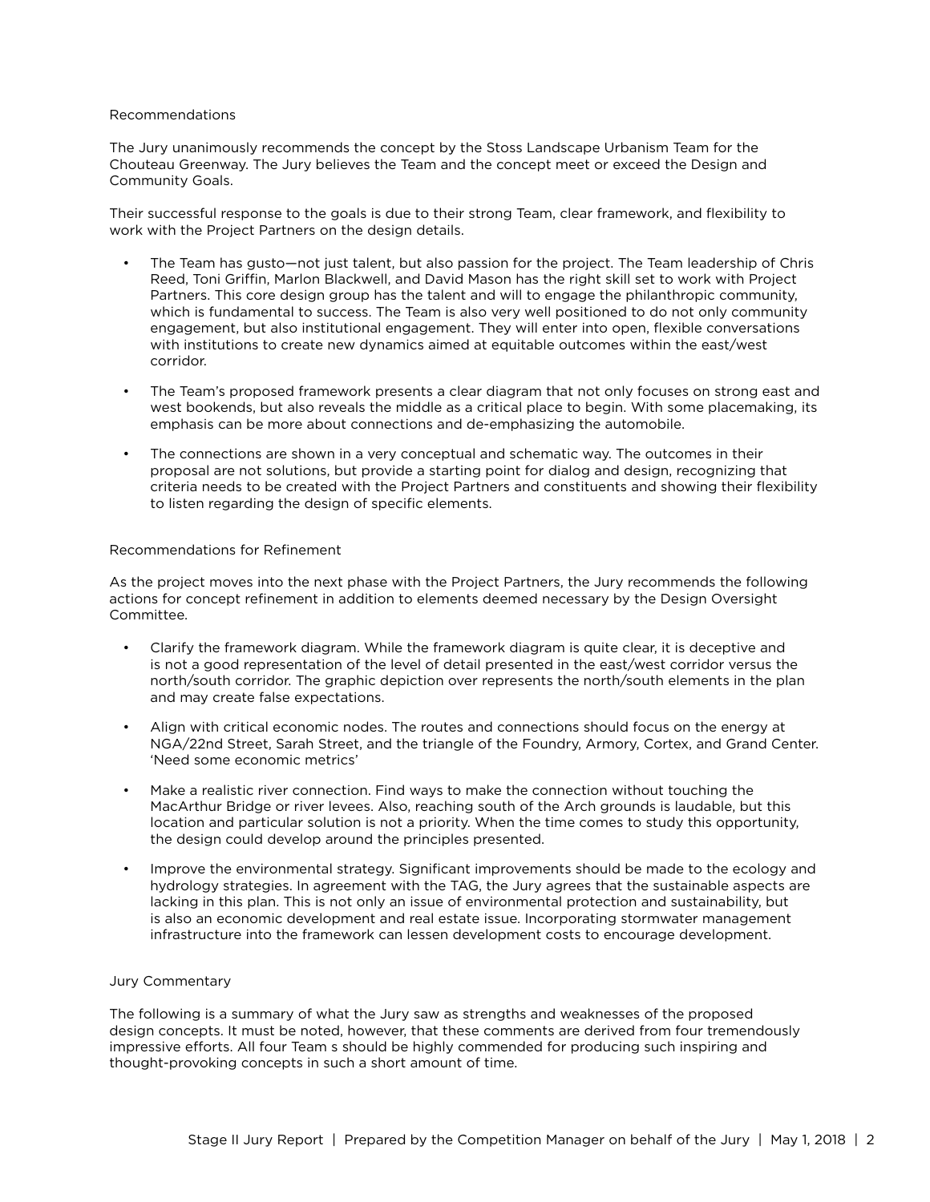## Recommendations

The Jury unanimously recommends the concept by the Stoss Landscape Urbanism Team for the Chouteau Greenway. The Jury believes the Team and the concept meet or exceed the Design and Community Goals.

Their successful response to the goals is due to their strong Team, clear framework, and flexibility to work with the Project Partners on the design details.

- The Team has gusto—not just talent, but also passion for the project. The Team leadership of Chris Reed, Toni Griffin, Marlon Blackwell, and David Mason has the right skill set to work with Project Partners. This core design group has the talent and will to engage the philanthropic community, which is fundamental to success. The Team is also very well positioned to do not only community engagement, but also institutional engagement. They will enter into open, flexible conversations with institutions to create new dynamics aimed at equitable outcomes within the east/west corridor.
- The Team's proposed framework presents a clear diagram that not only focuses on strong east and west bookends, but also reveals the middle as a critical place to begin. With some placemaking, its emphasis can be more about connections and de-emphasizing the automobile.
- The connections are shown in a very conceptual and schematic way. The outcomes in their proposal are not solutions, but provide a starting point for dialog and design, recognizing that criteria needs to be created with the Project Partners and constituents and showing their flexibility to listen regarding the design of specific elements.

## Recommendations for Refinement

As the project moves into the next phase with the Project Partners, the Jury recommends the following actions for concept refinement in addition to elements deemed necessary by the Design Oversight Committee.

- Clarify the framework diagram. While the framework diagram is quite clear, it is deceptive and is not a good representation of the level of detail presented in the east/west corridor versus the north/south corridor. The graphic depiction over represents the north/south elements in the plan and may create false expectations.
- Align with critical economic nodes. The routes and connections should focus on the energy at NGA/22nd Street, Sarah Street, and the triangle of the Foundry, Armory, Cortex, and Grand Center. 'Need some economic metrics'
- Make a realistic river connection. Find ways to make the connection without touching the MacArthur Bridge or river levees. Also, reaching south of the Arch grounds is laudable, but this location and particular solution is not a priority. When the time comes to study this opportunity, the design could develop around the principles presented.
- Improve the environmental strategy. Significant improvements should be made to the ecology and hydrology strategies. In agreement with the TAG, the Jury agrees that the sustainable aspects are lacking in this plan. This is not only an issue of environmental protection and sustainability, but is also an economic development and real estate issue. Incorporating stormwater management infrastructure into the framework can lessen development costs to encourage development.

## Jury Commentary

The following is a summary of what the Jury saw as strengths and weaknesses of the proposed design concepts. It must be noted, however, that these comments are derived from four tremendously impressive efforts. All four Team s should be highly commended for producing such inspiring and thought-provoking concepts in such a short amount of time.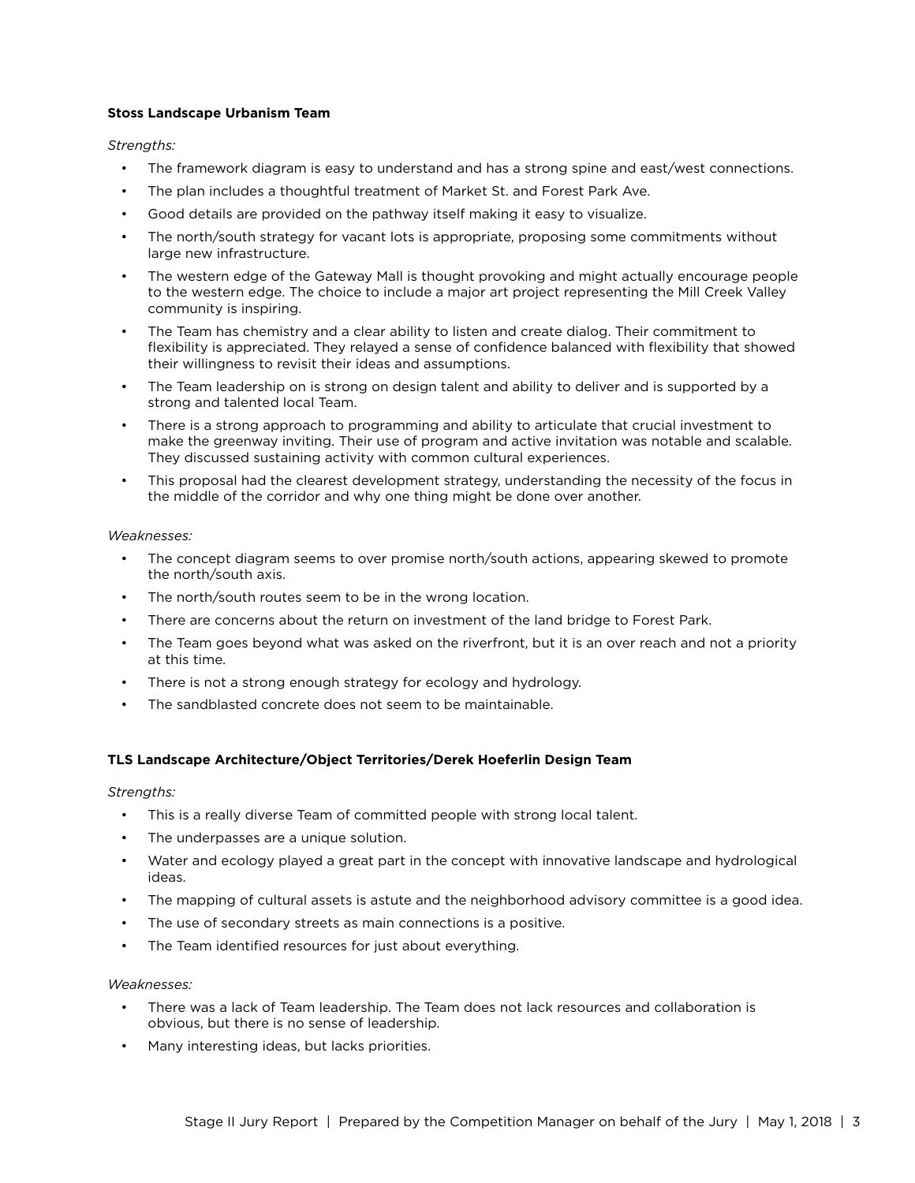**Stoss Landscape Urbanism Team**

*Strengths:*

- The framework diagram is easy to understand and has a strong spine and east/west connections.
- The plan includes a thoughtful treatment of Market St. and Forest Park Ave.
- Good details are provided on the pathway itself making it easy to visualize.
- The north/south strategy for vacant lots is appropriate, proposing some commitments without large new infrastructure.
- The western edge of the Gateway Mall is thought provoking and might actually encourage people to the western edge. The choice to include a major art project representing the Mill Creek Valley community is inspiring.
- The Team has chemistry and a clear ability to listen and create dialog. Their commitment to flexibility is appreciated. They relayed a sense of confidence balanced with flexibility that showed their willingness to revisit their ideas and assumptions.
- The Team leadership on is strong on design talent and ability to deliver and is supported by a strong and talented local Team.
- There is a strong approach to programming and ability to articulate that crucial investment to make the greenway inviting. Their use of program and active invitation was notable and scalable. They discussed sustaining activity with common cultural experiences.
- This proposal had the clearest development strategy, understanding the necessity of the focus in the middle of the corridor and why one thing might be done over another.

*Weaknesses:*

- The concept diagram seems to over promise north/south actions, appearing skewed to promote the north/south axis.
- The north/south routes seem to be in the wrong location.
- There are concerns about the return on investment of the land bridge to Forest Park.
- The Team goes beyond what was asked on the riverfront, but it is an over reach and not a priority at this time.
- There is not a strong enough strategy for ecology and hydrology.
- The sandblasted concrete does not seem to be maintainable.

**TLS Landscape Architecture/Object Territories/Derek Hoeferlin Design Team**

*Strengths:*

- This is a really diverse Team of committed people with strong local talent.
- The underpasses are a unique solution.
- Water and ecology played a great part in the concept with innovative landscape and hydrological ideas.
- The mapping of cultural assets is astute and the neighborhood advisory committee is a good idea.
- The use of secondary streets as main connections is a positive.
- The Team identified resources for just about everything.

*Weaknesses:*

- There was a lack of Team leadership. The Team does not lack resources and collaboration is obvious, but there is no sense of leadership.
- Many interesting ideas, but lacks priorities.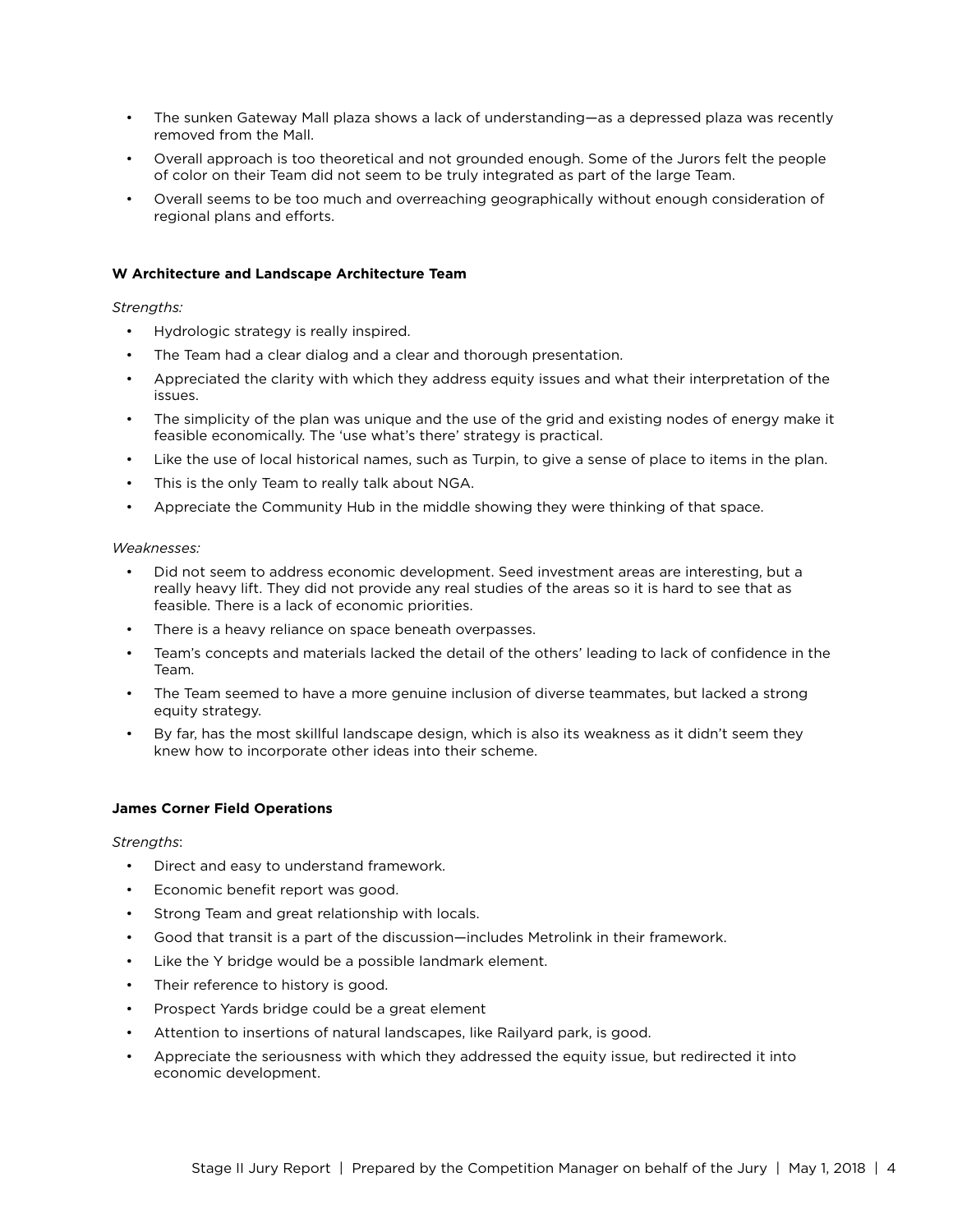- The sunken Gateway Mall plaza shows a lack of understanding—as a depressed plaza was recently removed from the Mall.
- Overall approach is too theoretical and not grounded enough. Some of the Jurors felt the people of color on their Team did not seem to be truly integrated as part of the large Team.
- Overall seems to be too much and overreaching geographically without enough consideration of regional plans and efforts.

**W Architecture and Landscape Architecture Team**

*Strengths:*

- Hydrologic strategy is really inspired.
- The Team had a clear dialog and a clear and thorough presentation.
- Appreciated the clarity with which they address equity issues and what their interpretation of the issues.
- The simplicity of the plan was unique and the use of the grid and existing nodes of energy make it feasible economically. The 'use what's there' strategy is practical.
- Like the use of local historical names, such as Turpin, to give a sense of place to items in the plan.
- This is the only Team to really talk about NGA.
- Appreciate the Community Hub in the middle showing they were thinking of that space.

*Weaknesses:*

- Did not seem to address economic development. Seed investment areas are interesting, but a really heavy lift. They did not provide any real studies of the areas so it is hard to see that as feasible. There is a lack of economic priorities.
- There is a heavy reliance on space beneath overpasses.
- Team's concepts and materials lacked the detail of the others' leading to lack of confidence in the Team.
- The Team seemed to have a more genuine inclusion of diverse teammates, but lacked a strong equity strategy.
- By far, has the most skillful landscape design, which is also its weakness as it didn't seem they knew how to incorporate other ideas into their scheme.

**James Corner Field Operations**

*Strengths*:

- Direct and easy to understand framework.
- Economic benefit report was good.
- Strong Team and great relationship with locals.
- Good that transit is a part of the discussion—includes Metrolink in their framework.
- Like the Y bridge would be a possible landmark element.
- Their reference to history is good.
- Prospect Yards bridge could be a great element
- Attention to insertions of natural landscapes, like Railyard park, is good.
- Appreciate the seriousness with which they addressed the equity issue, but redirected it into economic development.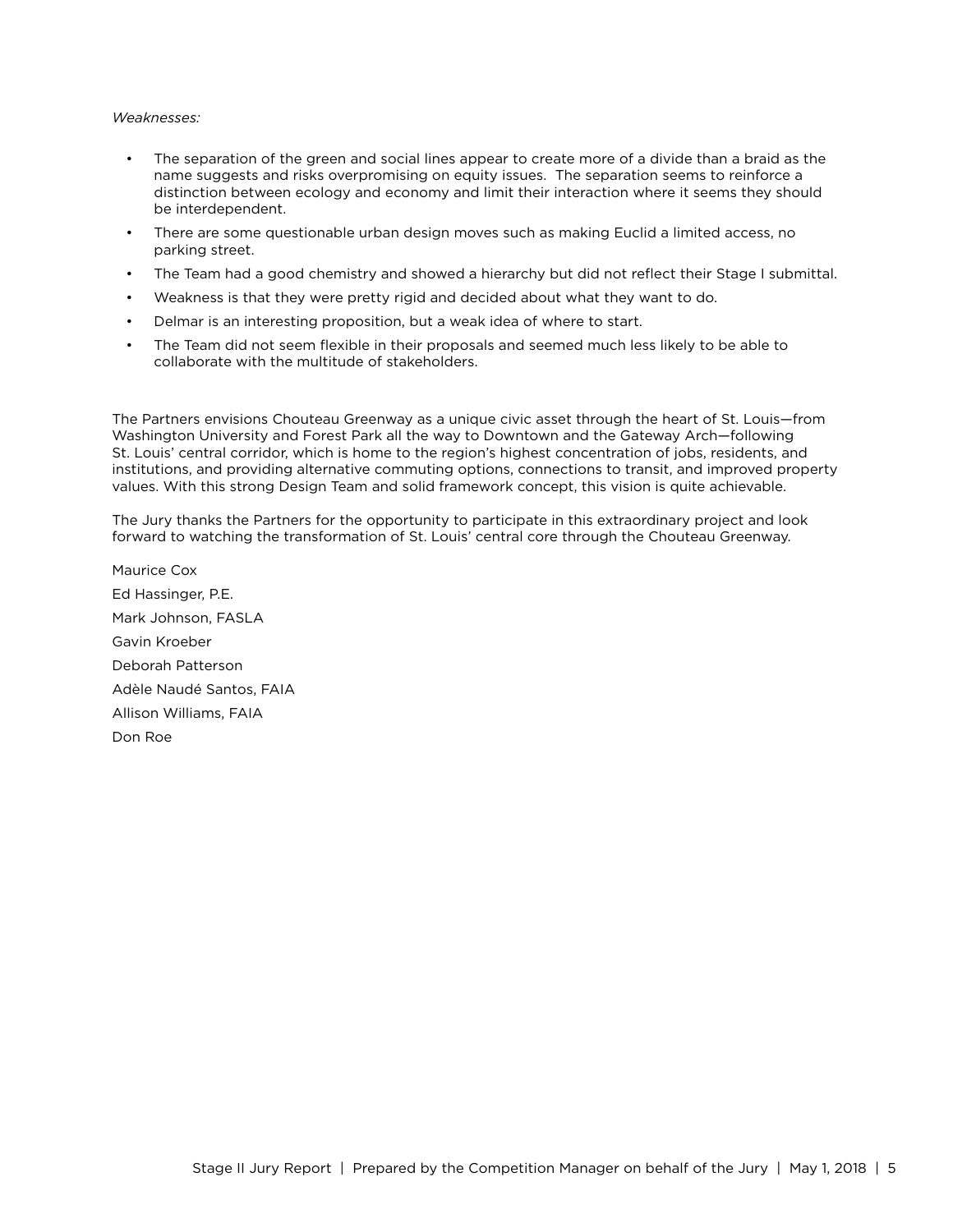*Weaknesses:*

- The separation of the green and social lines appear to create more of a divide than a braid as the name suggests and risks overpromising on equity issues. The separation seems to reinforce a distinction between ecology and economy and limit their interaction where it seems they should be interdependent.
- There are some questionable urban design moves such as making Euclid a limited access, no parking street.
- The Team had a good chemistry and showed a hierarchy but did not reflect their Stage I submittal.
- Weakness is that they were pretty rigid and decided about what they want to do.
- Delmar is an interesting proposition, but a weak idea of where to start.
- The Team did not seem flexible in their proposals and seemed much less likely to be able to collaborate with the multitude of stakeholders.

The Partners envisions Chouteau Greenway as a unique civic asset through the heart of St. Louis—from Washington University and Forest Park all the way to Downtown and the Gateway Arch—following St. Louis' central corridor, which is home to the region's highest concentration of jobs, residents, and institutions, and providing alternative commuting options, connections to transit, and improved property values. With this strong Design Team and solid framework concept, this vision is quite achievable.

The Jury thanks the Partners for the opportunity to participate in this extraordinary project and look forward to watching the transformation of St. Louis' central core through the Chouteau Greenway.

Maurice Cox

Ed Hassinger, P.E.

Mark Johnson, FASLA

Gavin Kroeber

Deborah Patterson

Adèle Naudé Santos, FAIA

Allison Williams, FAIA

Don Roe